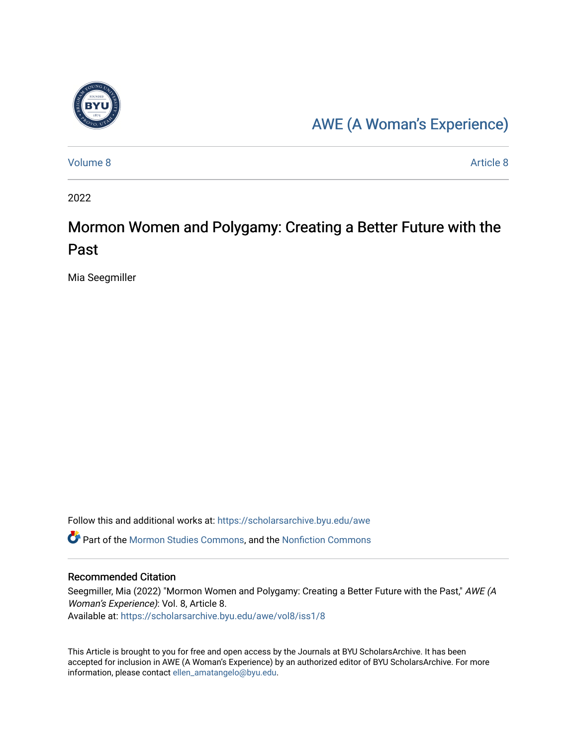AWE (A Woman's Experience)

Volume 8 | Article 8

2022

# Mormon Women and Polygamy: Creating a Better Future with the Past

Mia Seegmiller

Follow this and additional works at: https://scholarsarchive.byu.edu/awe

Part of the Mormon Studies Commons, and the Nonfiction Commons

## Recommended Citation

Seegmiller, Mia (2022) "Mormon Women and Polygamy: Creating a Better Future with the Past," *AWE (A Woman's Experience)*: Vol. 8, Article 8.
Available at: https://scholarsarchive.byu.edu/awe/vol8/iss1/8

This Article is brought to you for free and open access by the Journals at BYU ScholarsArchive. It has been accepted for inclusion in AWE (A Woman's Experience) by an authorized editor of BYU ScholarsArchive. For more information, please contact ellen_amatangelo@byu.edu.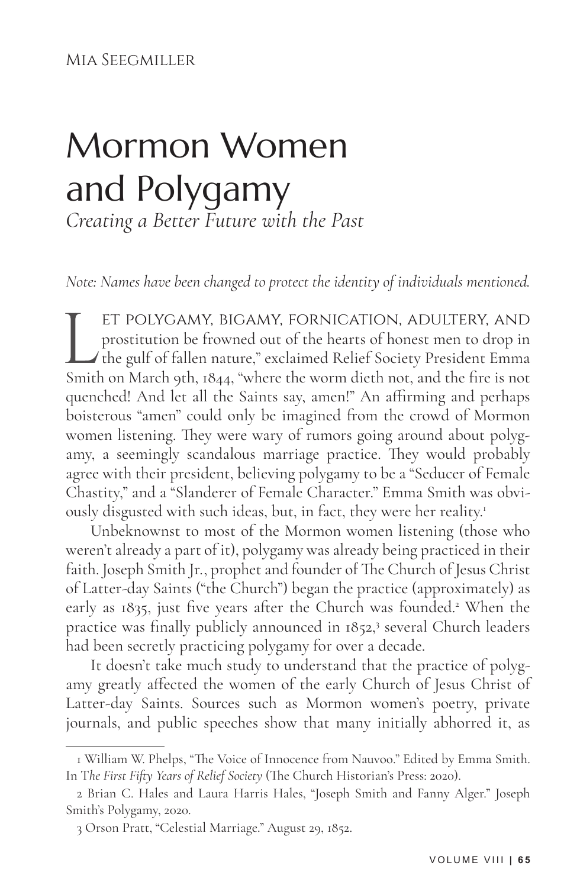Mia Seegmiller

# Mormon Women and Polygamy

*Creating a Better Future with the Past*

*Note: Names have been changed to protect the identity of individuals mentioned.*

"Let polygamy, bigamy, fornication, adultery, and prostitution be frowned out of the hearts of honest men to drop in the gulf of fallen nature," exclaimed Relief Society President Emma Smith on March 9th, 1844, "where the worm dieth not, and the fire is not quenched! And let all the Saints say, amen!" An affirming and perhaps boisterous "amen" could only be imagined from the crowd of Mormon women listening. They were wary of rumors going around about polygamy, a seemingly scandalous marriage practice. They would probably agree with their president, believing polygamy to be a "Seducer of Female Chastity," and a "Slanderer of Female Character." Emma Smith was obviously disgusted with such ideas, but, in fact, they were her reality.[1]

Unbeknownst to most of the Mormon women listening (those who weren't already a part of it), polygamy was already being practiced in their faith. Joseph Smith Jr., prophet and founder of The Church of Jesus Christ of Latter-day Saints ("the Church") began the practice (approximately) as early as 1835, just five years after the Church was founded.[2] When the practice was finally publicly announced in 1852,[3] several Church leaders had been secretly practicing polygamy for over a decade.

It doesn't take much study to understand that the practice of polygamy greatly affected the women of the early Church of Jesus Christ of Latter-day Saints. Sources such as Mormon women's poetry, private journals, and public speeches show that many initially abhorred it, as

---

1 William W. Phelps, "The Voice of Innocence from Nauvoo." Edited by Emma Smith. In T*he First Fifty Years of Relief Society* (The Church Historian's Press: 2020).

2 Brian C. Hales and Laura Harris Hales, "Joseph Smith and Fanny Alger." Joseph Smith's Polygamy, 2020.

3 Orson Pratt, "Celestial Marriage." August 29, 1852.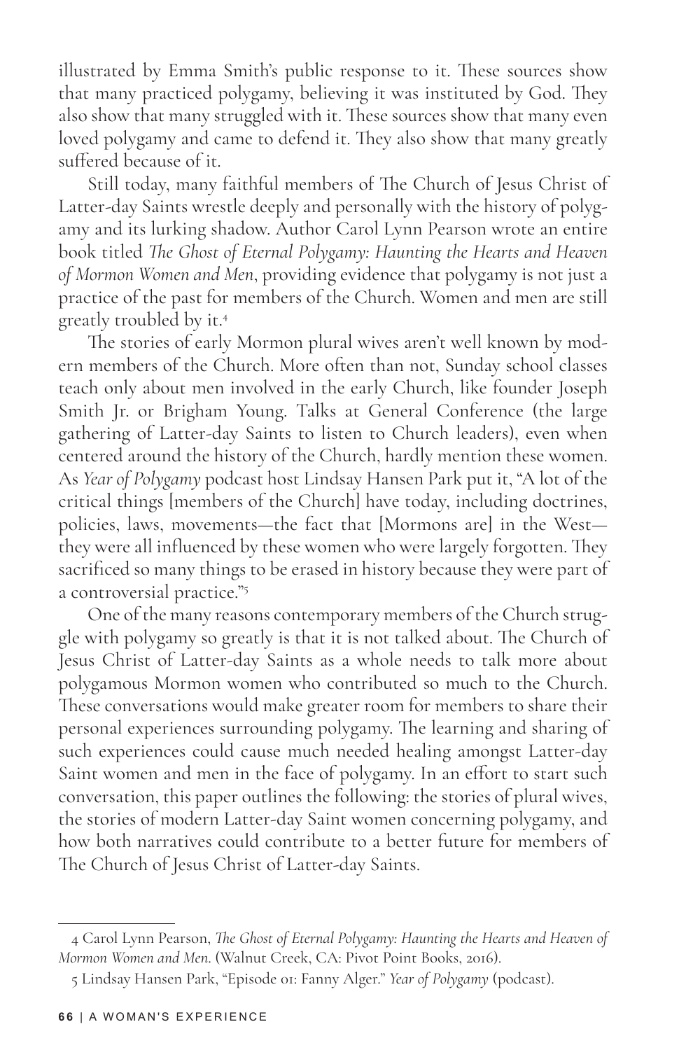illustrated by Emma Smith's public response to it. These sources show that many practiced polygamy, believing it was instituted by God. They also show that many struggled with it. These sources show that many even loved polygamy and came to defend it. They also show that many greatly suffered because of it.

Still today, many faithful members of The Church of Jesus Christ of Latter-day Saints wrestle deeply and personally with the history of polygamy and its lurking shadow. Author Carol Lynn Pearson wrote an entire book titled *The Ghost of Eternal Polygamy: Haunting the Hearts and Heaven of Mormon Women and Men*, providing evidence that polygamy is not just a practice of the past for members of the Church. Women and men are still greatly troubled by it.[4]

The stories of early Mormon plural wives aren't well known by modern members of the Church. More often than not, Sunday school classes teach only about men involved in the early Church, like founder Joseph Smith Jr. or Brigham Young. Talks at General Conference (the large gathering of Latter-day Saints to listen to Church leaders), even when centered around the history of the Church, hardly mention these women. As *Year of Polygamy* podcast host Lindsay Hansen Park put it, "A lot of the critical things [members of the Church] have today, including doctrines, policies, laws, movements—the fact that [Mormons are] in the West—they were all influenced by these women who were largely forgotten. They sacrificed so many things to be erased in history because they were part of a controversial practice."[5]

One of the many reasons contemporary members of the Church struggle with polygamy so greatly is that it is not talked about. The Church of Jesus Christ of Latter-day Saints as a whole needs to talk more about polygamous Mormon women who contributed so much to the Church. These conversations would make greater room for members to share their personal experiences surrounding polygamy. The learning and sharing of such experiences could cause much needed healing amongst Latter-day Saint women and men in the face of polygamy. In an effort to start such conversation, this paper outlines the following: the stories of plural wives, the stories of modern Latter-day Saint women concerning polygamy, and how both narratives could contribute to a better future for members of The Church of Jesus Christ of Latter-day Saints.

---

4 Carol Lynn Pearson, *The Ghost of Eternal Polygamy: Haunting the Hearts and Heaven of Mormon Women and Men*. (Walnut Creek, CA: Pivot Point Books, 2016).

5 Lindsay Hansen Park, "Episode 01: Fanny Alger." *Year of Polygamy* (podcast).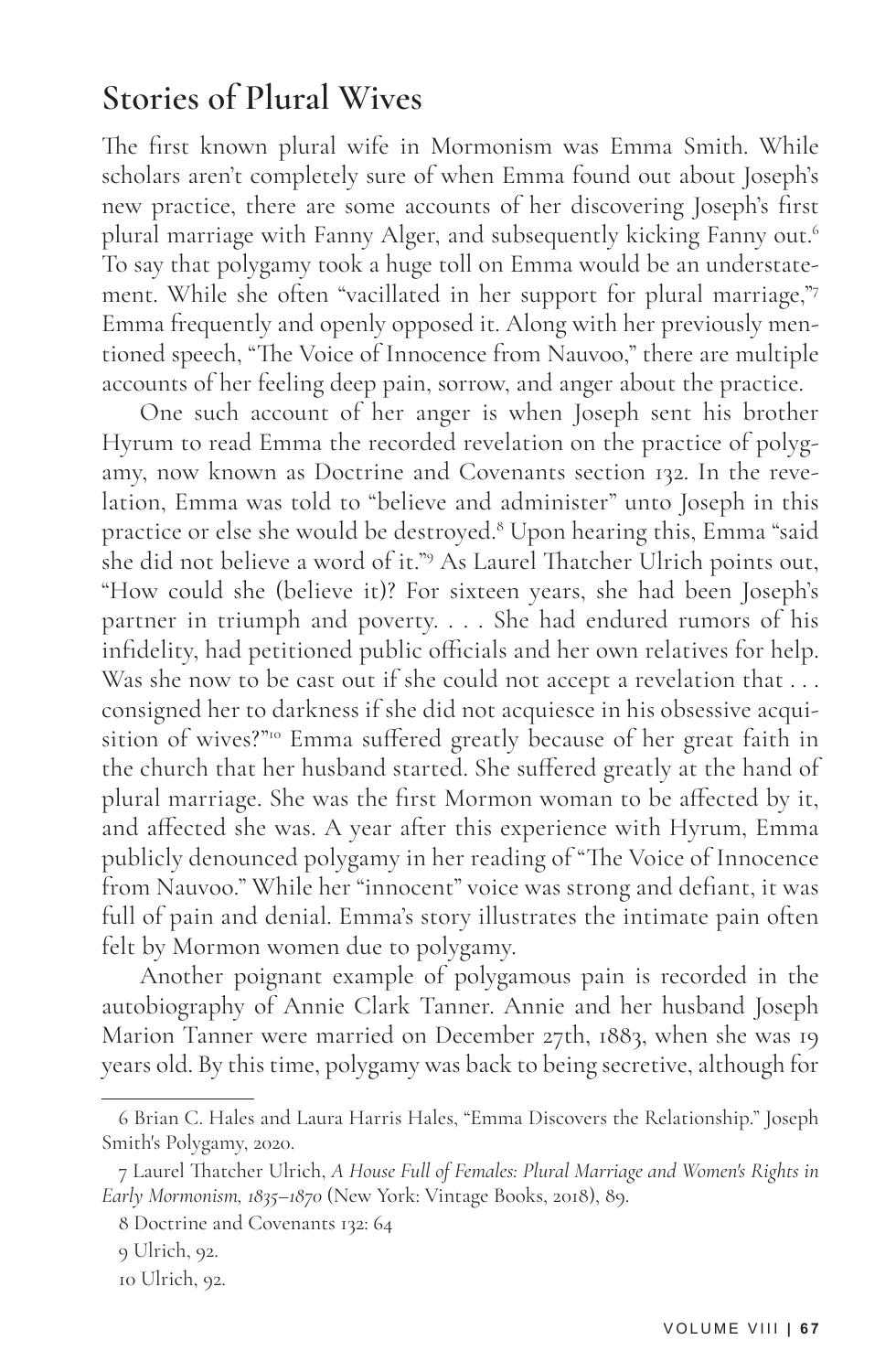## Stories of Plural Wives

The first known plural wife in Mormonism was Emma Smith. While scholars aren't completely sure of when Emma found out about Joseph's new practice, there are some accounts of her discovering Joseph's first plural marriage with Fanny Alger, and subsequently kicking Fanny out.[6] To say that polygamy took a huge toll on Emma would be an understatement. While she often "vacillated in her support for plural marriage,"[7] Emma frequently and openly opposed it. Along with her previously mentioned speech, "The Voice of Innocence from Nauvoo," there are multiple accounts of her feeling deep pain, sorrow, and anger about the practice.

One such account of her anger is when Joseph sent his brother Hyrum to read Emma the recorded revelation on the practice of polygamy, now known as Doctrine and Covenants section 132. In the revelation, Emma was told to "believe and administer" unto Joseph in this practice or else she would be destroyed.[8] Upon hearing this, Emma "said she did not believe a word of it."[9] As Laurel Thatcher Ulrich points out, "How could she (believe it)? For sixteen years, she had been Joseph's partner in triumph and poverty. . . . She had endured rumors of his infidelity, had petitioned public officials and her own relatives for help. Was she now to be cast out if she could not accept a revelation that . . . consigned her to darkness if she did not acquiesce in his obsessive acquisition of wives?"[10] Emma suffered greatly because of her great faith in the church that her husband started. She suffered greatly at the hand of plural marriage. She was the first Mormon woman to be affected by it, and affected she was. A year after this experience with Hyrum, Emma publicly denounced polygamy in her reading of "The Voice of Innocence from Nauvoo." While her "innocent" voice was strong and defiant, it was full of pain and denial. Emma's story illustrates the intimate pain often felt by Mormon women due to polygamy.

Another poignant example of polygamous pain is recorded in the autobiography of Annie Clark Tanner. Annie and her husband Joseph Marion Tanner were married on December 27th, 1883, when she was 19 years old. By this time, polygamy was back to being secretive, although for

---

6 Brian C. Hales and Laura Harris Hales, "Emma Discovers the Relationship." Joseph Smith's Polygamy, 2020.

7 Laurel Thatcher Ulrich, *A House Full of Females: Plural Marriage and Women's Rights in Early Mormonism, 1835–1870* (New York: Vintage Books, 2018), 89.

8 Doctrine and Covenants 132: 64

9 Ulrich, 92.

10 Ulrich, 92.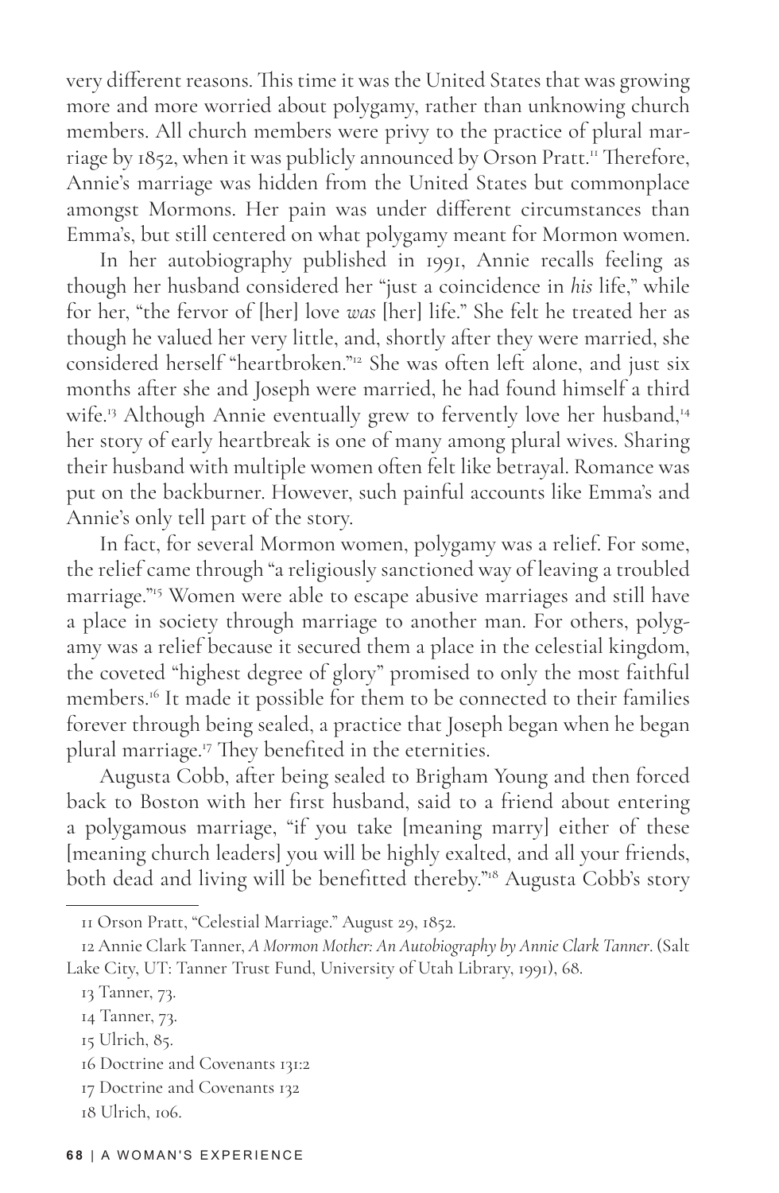very different reasons. This time it was the United States that was growing more and more worried about polygamy, rather than unknowing church members. All church members were privy to the practice of plural marriage by 1852, when it was publicly announced by Orson Pratt.[11] Therefore, Annie's marriage was hidden from the United States but commonplace amongst Mormons. Her pain was under different circumstances than Emma's, but still centered on what polygamy meant for Mormon women.

In her autobiography published in 1991, Annie recalls feeling as though her husband considered her "just a coincidence in *his* life," while for her, "the fervor of [her] love *was* [her] life." She felt he treated her as though he valued her very little, and, shortly after they were married, she considered herself "heartbroken."[12] She was often left alone, and just six months after she and Joseph were married, he had found himself a third wife.[13] Although Annie eventually grew to fervently love her husband,[14] her story of early heartbreak is one of many among plural wives. Sharing their husband with multiple women often felt like betrayal. Romance was put on the backburner. However, such painful accounts like Emma's and Annie's only tell part of the story.

In fact, for several Mormon women, polygamy was a relief. For some, the relief came through "a religiously sanctioned way of leaving a troubled marriage."[15] Women were able to escape abusive marriages and still have a place in society through marriage to another man. For others, polygamy was a relief because it secured them a place in the celestial kingdom, the coveted "highest degree of glory" promised to only the most faithful members.[16] It made it possible for them to be connected to their families forever through being sealed, a practice that Joseph began when he began plural marriage.[17] They benefited in the eternities.

Augusta Cobb, after being sealed to Brigham Young and then forced back to Boston with her first husband, said to a friend about entering a polygamous marriage, "if you take [meaning marry] either of these [meaning church leaders] you will be highly exalted, and all your friends, both dead and living will be benefitted thereby."[18] Augusta Cobb's story

---

11 Orson Pratt, "Celestial Marriage." August 29, 1852.

12 Annie Clark Tanner, *A Mormon Mother: An Autobiography by Annie Clark Tanner*. (Salt Lake City, UT: Tanner Trust Fund, University of Utah Library, 1991), 68.

13 Tanner, 73.

14 Tanner, 73.

15 Ulrich, 85.

16 Doctrine and Covenants 131:2

17 Doctrine and Covenants 132

18 Ulrich, 106.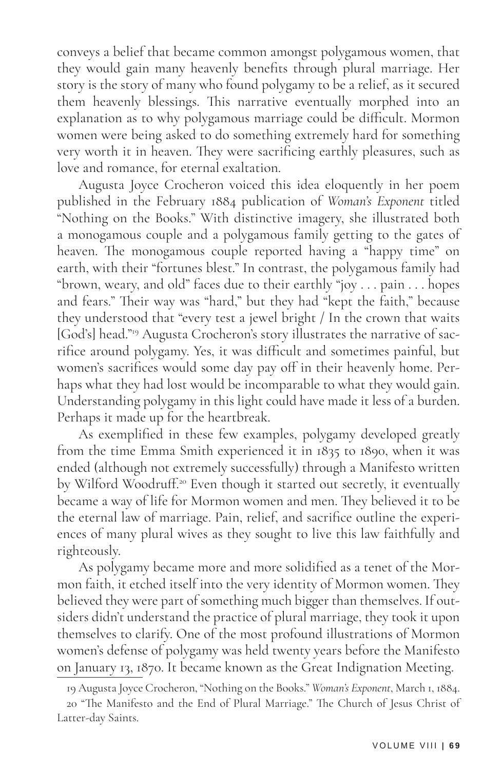conveys a belief that became common amongst polygamous women, that they would gain many heavenly benefits through plural marriage. Her story is the story of many who found polygamy to be a relief, as it secured them heavenly blessings. This narrative eventually morphed into an explanation as to why polygamous marriage could be difficult. Mormon women were being asked to do something extremely hard for something very worth it in heaven. They were sacrificing earthly pleasures, such as love and romance, for eternal exaltation.

Augusta Joyce Crocheron voiced this idea eloquently in her poem published in the February 1884 publication of *Woman's Exponent* titled "Nothing on the Books." With distinctive imagery, she illustrated both a monogamous couple and a polygamous family getting to the gates of heaven. The monogamous couple reported having a "happy time" on earth, with their "fortunes blest." In contrast, the polygamous family had "brown, weary, and old" faces due to their earthly "joy . . . pain . . . hopes and fears." Their way was "hard," but they had "kept the faith," because they understood that "every test a jewel bright / In the crown that waits [God's] head."[19] Augusta Crocheron's story illustrates the narrative of sacrifice around polygamy. Yes, it was difficult and sometimes painful, but women's sacrifices would some day pay off in their heavenly home. Perhaps what they had lost would be incomparable to what they would gain. Understanding polygamy in this light could have made it less of a burden. Perhaps it made up for the heartbreak.

As exemplified in these few examples, polygamy developed greatly from the time Emma Smith experienced it in 1835 to 1890, when it was ended (although not extremely successfully) through a Manifesto written by Wilford Woodruff.[20] Even though it started out secretly, it eventually became a way of life for Mormon women and men. They believed it to be the eternal law of marriage. Pain, relief, and sacrifice outline the experiences of many plural wives as they sought to live this law faithfully and righteously.

As polygamy became more and more solidified as a tenet of the Mormon faith, it etched itself into the very identity of Mormon women. They believed they were part of something much bigger than themselves. If outsiders didn't understand the practice of plural marriage, they took it upon themselves to clarify. One of the most profound illustrations of Mormon women's defense of polygamy was held twenty years before the Manifesto on January 13, 1870. It became known as the Great Indignation Meeting.

19 Augusta Joyce Crocheron, "Nothing on the Books." *Woman's Exponent*, March 1, 1884.

20 "The Manifesto and the End of Plural Marriage." The Church of Jesus Christ of Latter-day Saints.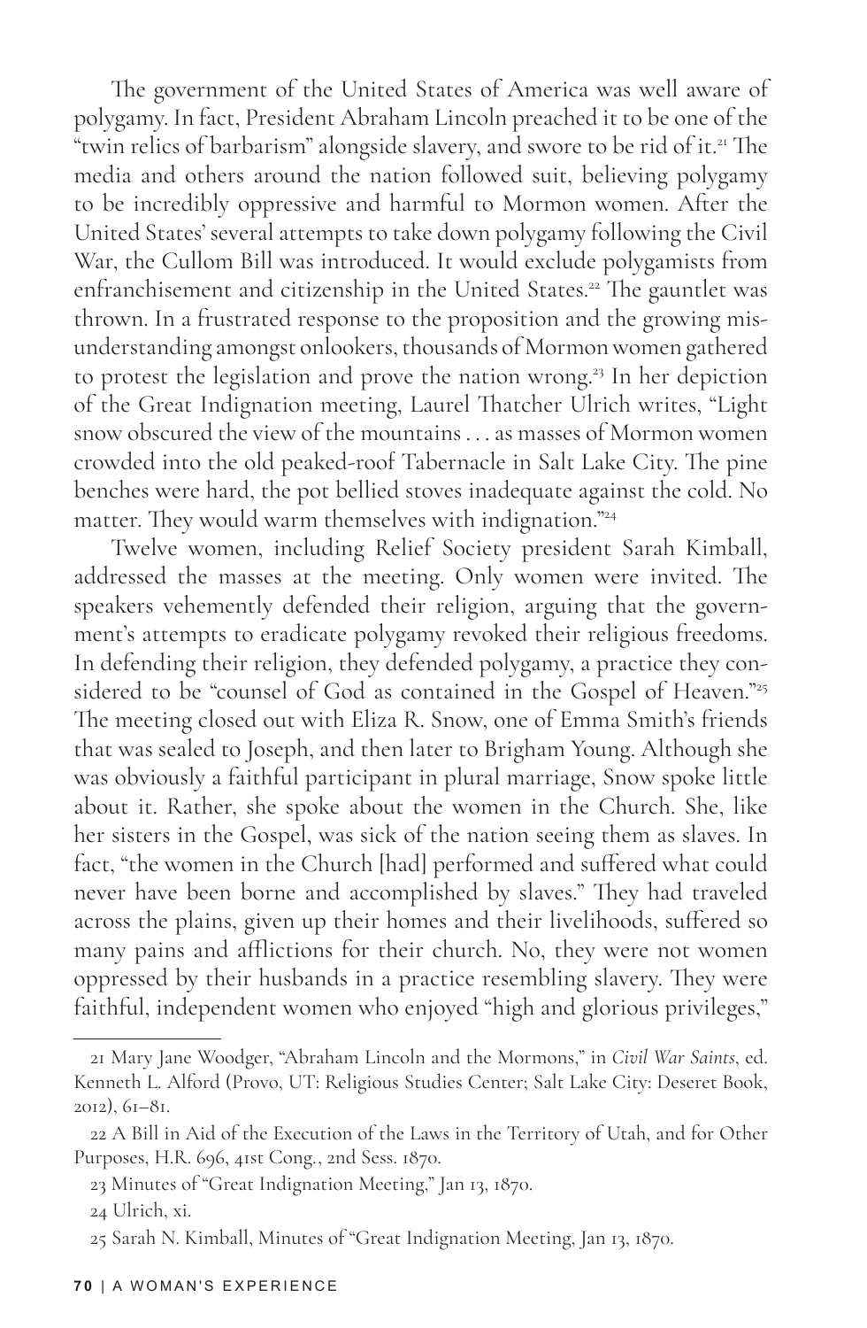The government of the United States of America was well aware of polygamy. In fact, President Abraham Lincoln preached it to be one of the "twin relics of barbarism" alongside slavery, and swore to be rid of it.[21] The media and others around the nation followed suit, believing polygamy to be incredibly oppressive and harmful to Mormon women. After the United States' several attempts to take down polygamy following the Civil War, the Cullom Bill was introduced. It would exclude polygamists from enfranchisement and citizenship in the United States.[22] The gauntlet was thrown. In a frustrated response to the proposition and the growing misunderstanding amongst onlookers, thousands of Mormon women gathered to protest the legislation and prove the nation wrong.[23] In her depiction of the Great Indignation meeting, Laurel Thatcher Ulrich writes, "Light snow obscured the view of the mountains . . . as masses of Mormon women crowded into the old peaked-roof Tabernacle in Salt Lake City. The pine benches were hard, the pot bellied stoves inadequate against the cold. No matter. They would warm themselves with indignation."[24]

Twelve women, including Relief Society president Sarah Kimball, addressed the masses at the meeting. Only women were invited. The speakers vehemently defended their religion, arguing that the government's attempts to eradicate polygamy revoked their religious freedoms. In defending their religion, they defended polygamy, a practice they considered to be "counsel of God as contained in the Gospel of Heaven."[25] The meeting closed out with Eliza R. Snow, one of Emma Smith's friends that was sealed to Joseph, and then later to Brigham Young. Although she was obviously a faithful participant in plural marriage, Snow spoke little about it. Rather, she spoke about the women in the Church. She, like her sisters in the Gospel, was sick of the nation seeing them as slaves. In fact, "the women in the Church [had] performed and suffered what could never have been borne and accomplished by slaves." They had traveled across the plains, given up their homes and their livelihoods, suffered so many pains and afflictions for their church. No, they were not women oppressed by their husbands in a practice resembling slavery. They were faithful, independent women who enjoyed "high and glorious privileges,"

---

21 Mary Jane Woodger, "Abraham Lincoln and the Mormons," in *Civil War Saints*, ed. Kenneth L. Alford (Provo, UT: Religious Studies Center; Salt Lake City: Deseret Book, 2012), 61–81.

22 A Bill in Aid of the Execution of the Laws in the Territory of Utah, and for Other Purposes, H.R. 696, 41st Cong., 2nd Sess. 1870.

23 Minutes of "Great Indignation Meeting," Jan 13, 1870.

24 Ulrich, xi.

25 Sarah N. Kimball, Minutes of "Great Indignation Meeting, Jan 13, 1870.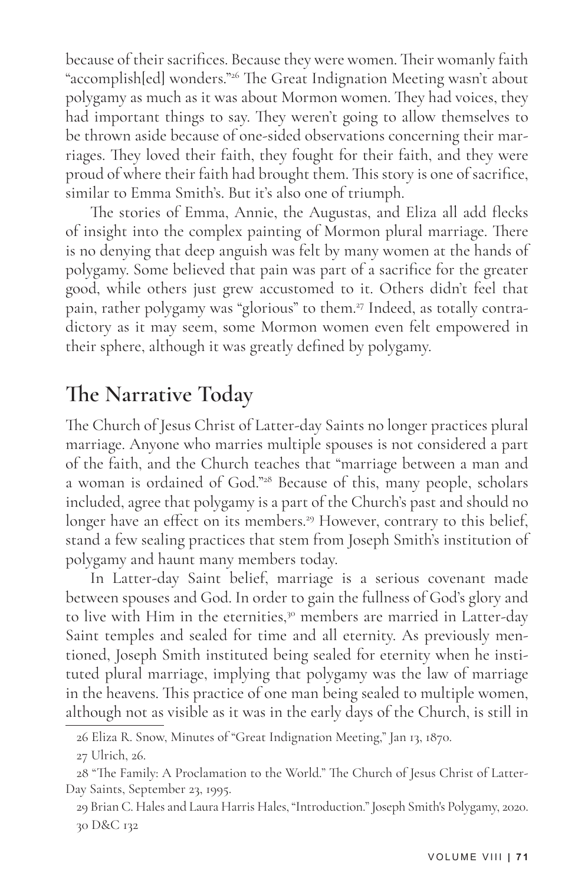because of their sacrifices. Because they were women. Their womanly faith "accomplish[ed] wonders."[26] The Great Indignation Meeting wasn't about polygamy as much as it was about Mormon women. They had voices, they had important things to say. They weren't going to allow themselves to be thrown aside because of one-sided observations concerning their marriages. They loved their faith, they fought for their faith, and they were proud of where their faith had brought them. This story is one of sacrifice, similar to Emma Smith's. But it's also one of triumph.

The stories of Emma, Annie, the Augustas, and Eliza all add flecks of insight into the complex painting of Mormon plural marriage. There is no denying that deep anguish was felt by many women at the hands of polygamy. Some believed that pain was part of a sacrifice for the greater good, while others just grew accustomed to it. Others didn't feel that pain, rather polygamy was "glorious" to them.[27] Indeed, as totally contradictory as it may seem, some Mormon women even felt empowered in their sphere, although it was greatly defined by polygamy.

## The Narrative Today

The Church of Jesus Christ of Latter-day Saints no longer practices plural marriage. Anyone who marries multiple spouses is not considered a part of the faith, and the Church teaches that "marriage between a man and a woman is ordained of God."[28] Because of this, many people, scholars included, agree that polygamy is a part of the Church's past and should no longer have an effect on its members.[29] However, contrary to this belief, stand a few sealing practices that stem from Joseph Smith's institution of polygamy and haunt many members today.

In Latter-day Saint belief, marriage is a serious covenant made between spouses and God. In order to gain the fullness of God's glory and to live with Him in the eternities,[30] members are married in Latter-day Saint temples and sealed for time and all eternity. As previously mentioned, Joseph Smith instituted being sealed for eternity when he instituted plural marriage, implying that polygamy was the law of marriage in the heavens. This practice of one man being sealed to multiple women, although not as visible as it was in the early days of the Church, is still in

---

26 Eliza R. Snow, Minutes of "Great Indignation Meeting," Jan 13, 1870.

27 Ulrich, 26.

28 "The Family: A Proclamation to the World." The Church of Jesus Christ of Latter-Day Saints, September 23, 1995.

29 Brian C. Hales and Laura Harris Hales, "Introduction." Joseph Smith's Polygamy, 2020.

30 D&C 132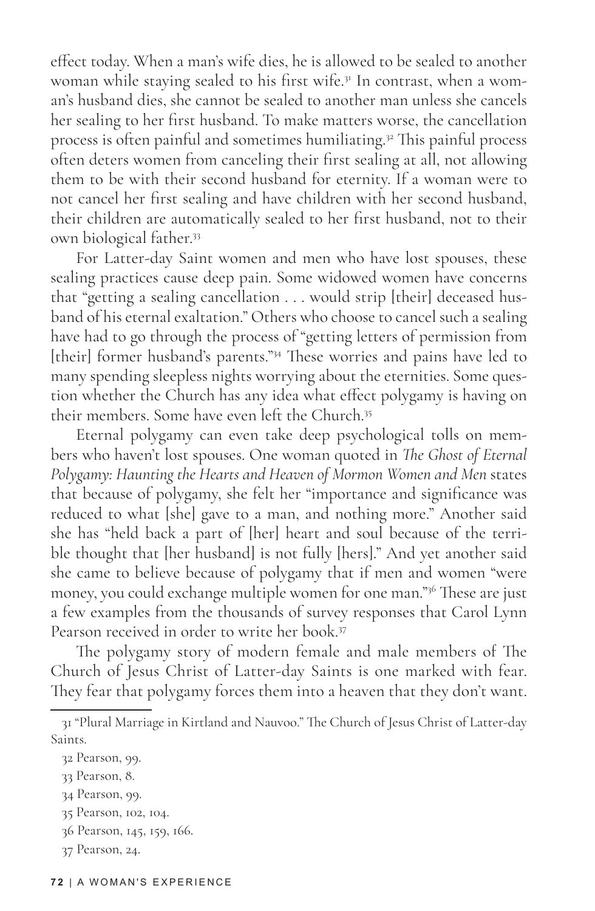effect today. When a man's wife dies, he is allowed to be sealed to another woman while staying sealed to his first wife.[31] In contrast, when a woman's husband dies, she cannot be sealed to another man unless she cancels her sealing to her first husband. To make matters worse, the cancellation process is often painful and sometimes humiliating.[32] This painful process often deters women from canceling their first sealing at all, not allowing them to be with their second husband for eternity. If a woman were to not cancel her first sealing and have children with her second husband, their children are automatically sealed to her first husband, not to their own biological father.[33]

For Latter-day Saint women and men who have lost spouses, these sealing practices cause deep pain. Some widowed women have concerns that "getting a sealing cancellation . . . would strip [their] deceased husband of his eternal exaltation." Others who choose to cancel such a sealing have had to go through the process of "getting letters of permission from [their] former husband's parents."[34] These worries and pains have led to many spending sleepless nights worrying about the eternities. Some question whether the Church has any idea what effect polygamy is having on their members. Some have even left the Church.[35]

Eternal polygamy can even take deep psychological tolls on members who haven't lost spouses. One woman quoted in *The Ghost of Eternal Polygamy: Haunting the Hearts and Heaven of Mormon Women and Men* states that because of polygamy, she felt her "importance and significance was reduced to what [she] gave to a man, and nothing more." Another said she has "held back a part of [her] heart and soul because of the terrible thought that [her husband] is not fully [hers]." And yet another said she came to believe because of polygamy that if men and women "were money, you could exchange multiple women for one man."[36] These are just a few examples from the thousands of survey responses that Carol Lynn Pearson received in order to write her book.[37]

The polygamy story of modern female and male members of The Church of Jesus Christ of Latter-day Saints is one marked with fear. They fear that polygamy forces them into a heaven that they don't want.

---

31 "Plural Marriage in Kirtland and Nauvoo." The Church of Jesus Christ of Latter-day Saints.

32 Pearson, 99.

33 Pearson, 8.

34 Pearson, 99.

35 Pearson, 102, 104.

36 Pearson, 145, 159, 166.

37 Pearson, 24.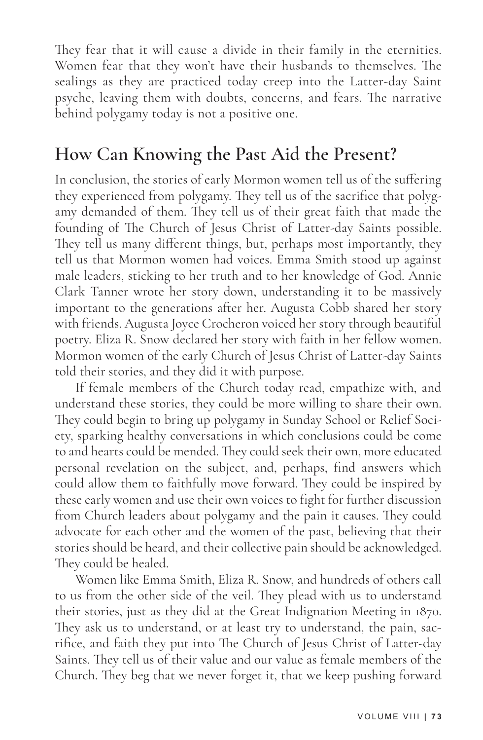They fear that it will cause a divide in their family in the eternities. Women fear that they won't have their husbands to themselves. The sealings as they are practiced today creep into the Latter-day Saint psyche, leaving them with doubts, concerns, and fears. The narrative behind polygamy today is not a positive one.

## How Can Knowing the Past Aid the Present?

In conclusion, the stories of early Mormon women tell us of the suffering they experienced from polygamy. They tell us of the sacrifice that polygamy demanded of them. They tell us of their great faith that made the founding of The Church of Jesus Christ of Latter-day Saints possible. They tell us many different things, but, perhaps most importantly, they tell us that Mormon women had voices. Emma Smith stood up against male leaders, sticking to her truth and to her knowledge of God. Annie Clark Tanner wrote her story down, understanding it to be massively important to the generations after her. Augusta Cobb shared her story with friends. Augusta Joyce Crocheron voiced her story through beautiful poetry. Eliza R. Snow declared her story with faith in her fellow women. Mormon women of the early Church of Jesus Christ of Latter-day Saints told their stories, and they did it with purpose.

If female members of the Church today read, empathize with, and understand these stories, they could be more willing to share their own. They could begin to bring up polygamy in Sunday School or Relief Society, sparking healthy conversations in which conclusions could be come to and hearts could be mended. They could seek their own, more educated personal revelation on the subject, and, perhaps, find answers which could allow them to faithfully move forward. They could be inspired by these early women and use their own voices to fight for further discussion from Church leaders about polygamy and the pain it causes. They could advocate for each other and the women of the past, believing that their stories should be heard, and their collective pain should be acknowledged. They could be healed.

Women like Emma Smith, Eliza R. Snow, and hundreds of others call to us from the other side of the veil. They plead with us to understand their stories, just as they did at the Great Indignation Meeting in 1870. They ask us to understand, or at least try to understand, the pain, sacrifice, and faith they put into The Church of Jesus Christ of Latter-day Saints. They tell us of their value and our value as female members of the Church. They beg that we never forget it, that we keep pushing forward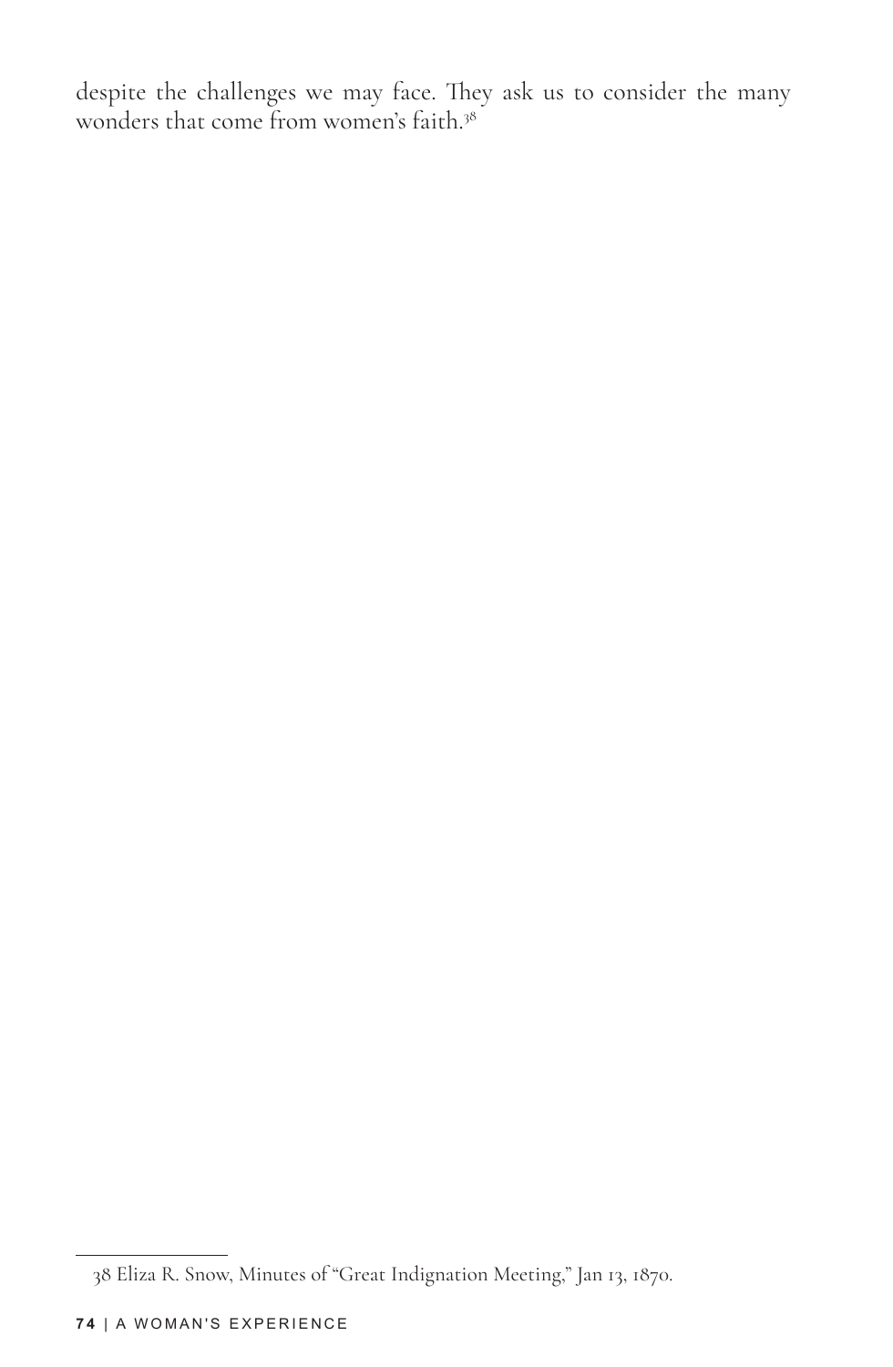despite the challenges we may face. They ask us to consider the many wonders that come from women's faith.[38]

38 Eliza R. Snow, Minutes of "Great Indignation Meeting," Jan 13, 1870.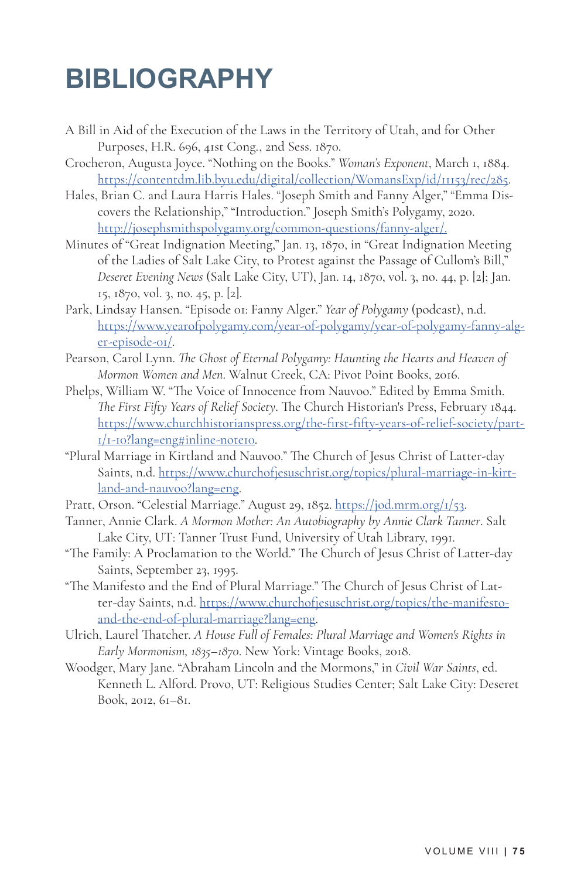# BIBLIOGRAPHY

A Bill in Aid of the Execution of the Laws in the Territory of Utah, and for Other Purposes, H.R. 696, 41st Cong., 2nd Sess. 1870.

Crocheron, Augusta Joyce. "Nothing on the Books." *Woman's Exponent*, March 1, 1884. https://contentdm.lib.byu.edu/digital/collection/WomansExp/id/11153/rec/285.

Hales, Brian C. and Laura Harris Hales. "Joseph Smith and Fanny Alger," "Emma Discovers the Relationship," "Introduction." Joseph Smith's Polygamy, 2020. http://josephsmithspolygamy.org/common-questions/fanny-alger/.

Minutes of "Great Indignation Meeting," Jan. 13, 1870, in "Great Indignation Meeting of the Ladies of Salt Lake City, to Protest against the Passage of Cullom's Bill," *Deseret Evening News* (Salt Lake City, UT), Jan. 14, 1870, vol. 3, no. 44, p. [2]; Jan. 15, 1870, vol. 3, no. 45, p. [2].

Park, Lindsay Hansen. "Episode 01: Fanny Alger." *Year of Polygamy* (podcast), n.d. https://www.yearofpolygamy.com/year-of-polygamy/year-of-polygamy-fanny-alger-episode-01/.

Pearson, Carol Lynn. *The Ghost of Eternal Polygamy: Haunting the Hearts and Heaven of Mormon Women and Men*. Walnut Creek, CA: Pivot Point Books, 2016.

Phelps, William W. "The Voice of Innocence from Nauvoo." Edited by Emma Smith. *The First Fifty Years of Relief Society*. The Church Historian's Press, February 1844. https://www.churchhistorianspress.org/the-first-fifty-years-of-relief-society/part-1/1-10?lang=eng#inline-note10.

"Plural Marriage in Kirtland and Nauvoo." The Church of Jesus Christ of Latter-day Saints, n.d. https://www.churchofjesuschrist.org/topics/plural-marriage-in-kirtland-and-nauvoo?lang=eng.

Pratt, Orson. "Celestial Marriage." August 29, 1852. https://jod.mrm.org/1/53.

Tanner, Annie Clark. *A Mormon Mother: An Autobiography by Annie Clark Tanner*. Salt Lake City, UT: Tanner Trust Fund, University of Utah Library, 1991.

"The Family: A Proclamation to the World." The Church of Jesus Christ of Latter-day Saints, September 23, 1995.

"The Manifesto and the End of Plural Marriage." The Church of Jesus Christ of Latter-day Saints, n.d. https://www.churchofjesuschrist.org/topics/the-manifesto-and-the-end-of-plural-marriage?lang=eng.

Ulrich, Laurel Thatcher. *A House Full of Females: Plural Marriage and Women's Rights in Early Mormonism, 1835–1870*. New York: Vintage Books, 2018.

Woodger, Mary Jane. "Abraham Lincoln and the Mormons," in *Civil War Saints*, ed. Kenneth L. Alford. Provo, UT: Religious Studies Center; Salt Lake City: Deseret Book, 2012, 61–81.